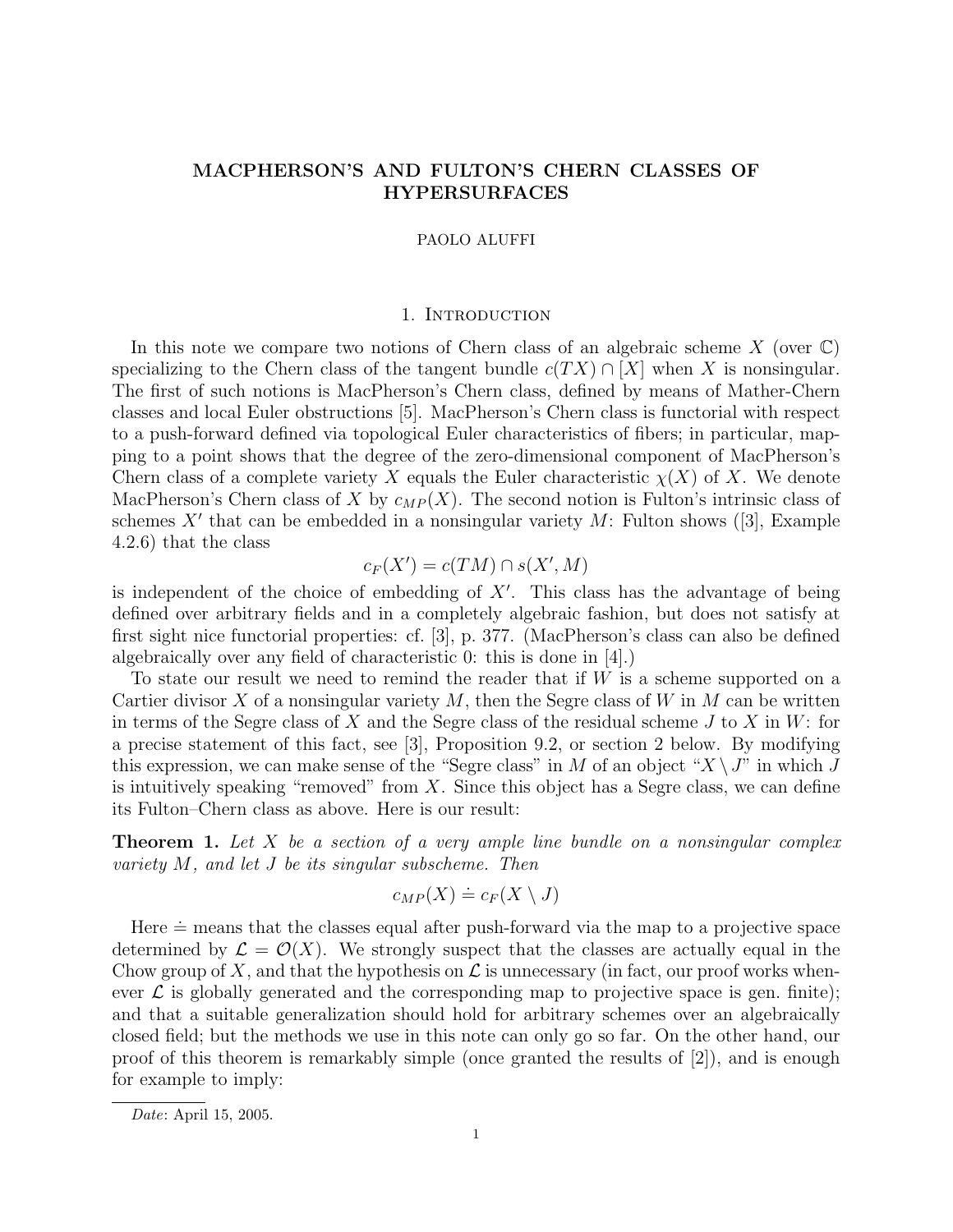# MACPHERSON'S AND FULTON'S CHERN CLASSES OF HYPERSURFACES

PAOLO ALUFFI

## 1. Introduction

In this note we compare two notions of Chern class of an algebraic scheme $X$ (over $\mathbb{C}$) specializing to the Chern class of the tangent bundle $c(TX) \cap [X]$ when $X$ is nonsingular. The first of such notions is MacPherson's Chern class, defined by means of Mather-Chern classes and local Euler obstructions [5]. MacPherson's Chern class is functorial with respect to a push-forward defined via topological Euler characteristics of fibers; in particular, mapping to a point shows that the degree of the zero-dimensional component of MacPherson's Chern class of a complete variety $X$ equals the Euler characteristic $\chi(X)$ of $X$. We denote MacPherson's Chern class of $X$ by $c_{MP}(X)$. The second notion is Fulton's intrinsic class of schemes $X'$ that can be embedded in a nonsingular variety $M$: Fulton shows ([3], Example 4.2.6) that the class

$$c_F(X') = c(TM) \cap s(X', M)$$

is independent of the choice of embedding of $X'$. This class has the advantage of being defined over arbitrary fields and in a completely algebraic fashion, but does not satisfy at first sight nice functorial properties: cf. [3], p. 377. (MacPherson's class can also be defined algebraically over any field of characteristic 0: this is done in [4].)

To state our result we need to remind the reader that if $W$ is a scheme supported on a Cartier divisor $X$ of a nonsingular variety $M$, then the Segre class of $W$ in $M$ can be written in terms of the Segre class of $X$ and the Segre class of the residual scheme $J$ to $X$ in $W$: for a precise statement of this fact, see [3], Proposition 9.2, or section 2 below. By modifying this expression, we can make sense of the "Segre class" in $M$ of an object "$X \setminus J$" in which $J$ is intuitively speaking "removed" from $X$. Since this object has a Segre class, we can define its Fulton–Chern class as above. Here is our result:

**Theorem 1.** *Let $X$ be a section of a very ample line bundle on a nonsingular complex variety $M$, and let $J$ be its singular subscheme. Then*

$$c_{MP}(X) \doteq c_F(X \setminus J)$$

Here $\doteq$ means that the classes equal after push-forward via the map to a projective space determined by $\mathcal{L} = \mathcal{O}(X)$. We strongly suspect that the classes are actually equal in the Chow group of $X$, and that the hypothesis on $\mathcal{L}$ is unnecessary (in fact, our proof works whenever $\mathcal{L}$ is globally generated and the corresponding map to projective space is gen. finite); and that a suitable generalization should hold for arbitrary schemes over an algebraically closed field; but the methods we use in this note can only go so far. On the other hand, our proof of this theorem is remarkably simple (once granted the results of [2]), and is enough for example to imply:

*Date*: April 15, 2005.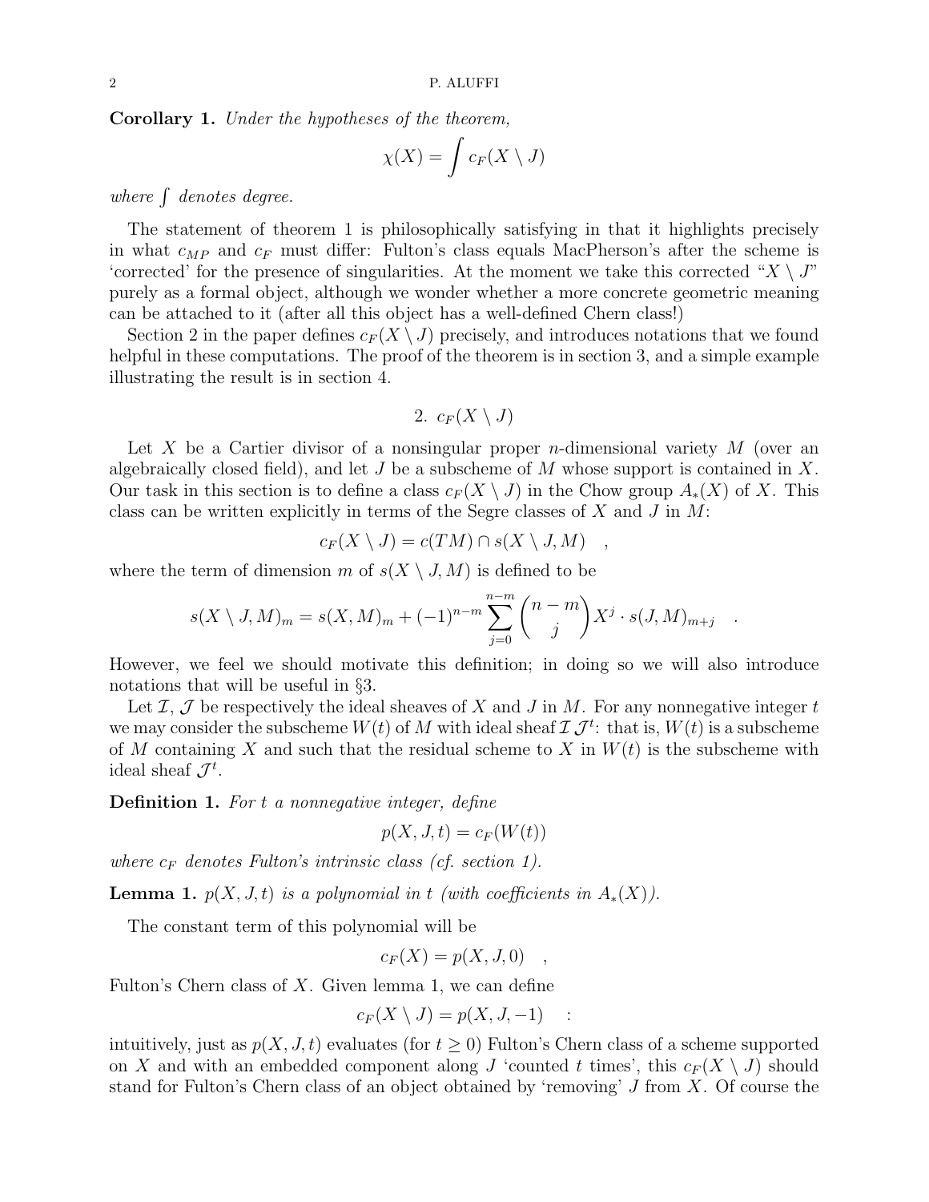**Corollary 1.** *Under the hypotheses of the theorem,*

$$\chi(X) = \int c_F(X \setminus J)$$

*where* $\int$ *denotes degree.*

The statement of theorem 1 is philosophically satisfying in that it highlights precisely in what $c_{MP}$ and $c_F$ must differ: Fulton's class equals MacPherson's after the scheme is 'corrected' for the presence of singularities. At the moment we take this corrected "$X \setminus J$" purely as a formal object, although we wonder whether a more concrete geometric meaning can be attached to it (after all this object has a well-defined Chern class!)

Section 2 in the paper defines $c_F(X \setminus J)$ precisely, and introduces notations that we found helpful in these computations. The proof of the theorem is in section 3, and a simple example illustrating the result is in section 4.

## 2. $c_F(X \setminus J)$

Let $X$ be a Cartier divisor of a nonsingular proper $n$-dimensional variety $M$ (over an algebraically closed field), and let $J$ be a subscheme of $M$ whose support is contained in $X$. Our task in this section is to define a class $c_F(X \setminus J)$ in the Chow group $A_*(X)$ of $X$. This class can be written explicitly in terms of the Segre classes of $X$ and $J$ in $M$:

$$c_F(X \setminus J) = c(TM) \cap s(X \setminus J, M) \quad ,$$

where the term of dimension $m$ of $s(X \setminus J, M)$ is defined to be

$$s(X \setminus J, M)_m = s(X, M)_m + (-1)^{n-m} \sum_{j=0}^{n-m} \binom{n-m}{j} X^j \cdot s(J, M)_{m+j} \quad .$$

However, we feel we should motivate this definition; in doing so we will also introduce notations that will be useful in §3.

Let $\mathcal{I}$, $\mathcal{J}$ be respectively the ideal sheaves of $X$ and $J$ in $M$. For any nonnegative integer $t$ we may consider the subscheme $W(t)$ of $M$ with ideal sheaf $\mathcal{I}\,\mathcal{J}^t$: that is, $W(t)$ is a subscheme of $M$ containing $X$ and such that the residual scheme to $X$ in $W(t)$ is the subscheme with ideal sheaf $\mathcal{J}^t$.

**Definition 1.** *For $t$ a nonnegative integer, define*

$$p(X, J, t) = c_F(W(t))$$

*where $c_F$ denotes Fulton's intrinsic class (cf. section 1).*

**Lemma 1.** *$p(X, J, t)$ is a polynomial in $t$ (with coefficients in $A_*(X)$).*

The constant term of this polynomial will be

$$c_F(X) = p(X, J, 0) \quad ,$$

Fulton's Chern class of $X$. Given lemma 1, we can define

$$c_F(X \setminus J) = p(X, J, -1) \quad :$$

intuitively, just as $p(X, J, t)$ evaluates (for $t \geq 0$) Fulton's Chern class of a scheme supported on $X$ and with an embedded component along $J$ 'counted $t$ times', this $c_F(X \setminus J)$ should stand for Fulton's Chern class of an object obtained by 'removing' $J$ from $X$. Of course the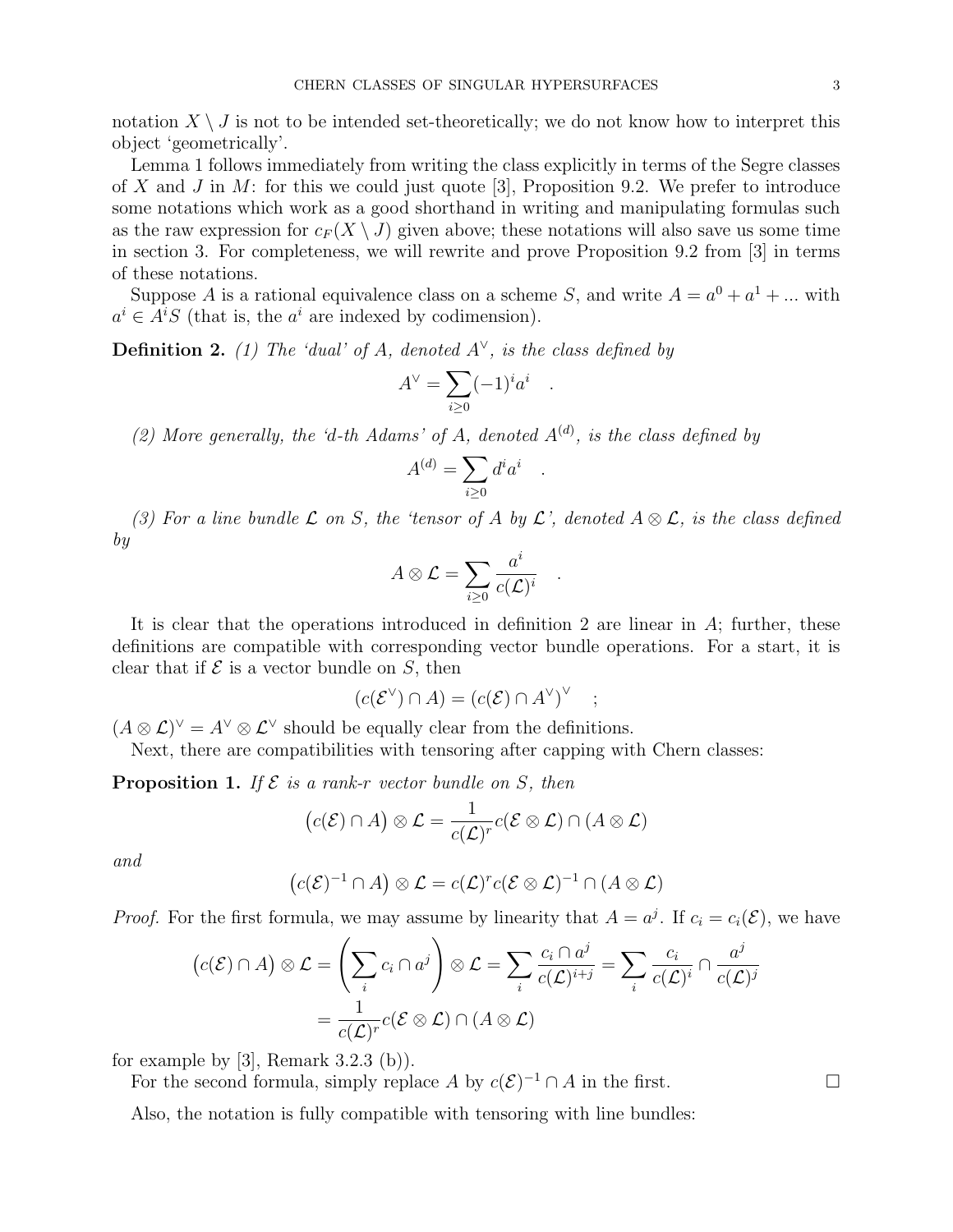notation $X \setminus J$ is not to be intended set-theoretically; we do not know how to interpret this object 'geometrically'.

Lemma 1 follows immediately from writing the class explicitly in terms of the Segre classes of $X$ and $J$ in $M$: for this we could just quote [3], Proposition 9.2. We prefer to introduce some notations which work as a good shorthand in writing and manipulating formulas such as the raw expression for $c_F(X \setminus J)$ given above; these notations will also save us some time in section 3. For completeness, we will rewrite and prove Proposition 9.2 from [3] in terms of these notations.

Suppose $A$ is a rational equivalence class on a scheme $S$, and write $A = a^0 + a^1 + \ldots$ with $a^i \in A^i S$ (that is, the $a^i$ are indexed by codimension).

**Definition 2.** *(1) The 'dual' of $A$, denoted $A^\vee$, is the class defined by*

$$A^\vee = \sum_{i \geq 0} (-1)^i a^i \quad .$$

*(2) More generally, the 'd-th Adams' of $A$, denoted $A^{(d)}$, is the class defined by*

$$A^{(d)} = \sum_{i \geq 0} d^i a^i \quad .$$

*(3) For a line bundle $\mathcal{L}$ on $S$, the 'tensor of $A$ by $\mathcal{L}$', denoted $A \otimes \mathcal{L}$, is the class defined by*

$$A \otimes \mathcal{L} = \sum_{i \geq 0} \frac{a^i}{c(\mathcal{L})^i} \quad .$$

It is clear that the operations introduced in definition 2 are linear in $A$; further, these definitions are compatible with corresponding vector bundle operations. For a start, it is clear that if $\mathcal{E}$ is a vector bundle on $S$, then

$$(c(\mathcal{E}^\vee) \cap A) = (c(\mathcal{E}) \cap A^\vee)^\vee \quad ;$$

$(A \otimes \mathcal{L})^\vee = A^\vee \otimes \mathcal{L}^\vee$ should be equally clear from the definitions.

Next, there are compatibilities with tensoring after capping with Chern classes:

**Proposition 1.** *If $\mathcal{E}$ is a rank-$r$ vector bundle on $S$, then*

$$\big(c(\mathcal{E}) \cap A\big) \otimes \mathcal{L} = \frac{1}{c(\mathcal{L})^r} c(\mathcal{E} \otimes \mathcal{L}) \cap (A \otimes \mathcal{L})$$

*and*

$$\big(c(\mathcal{E})^{-1} \cap A\big) \otimes \mathcal{L} = c(\mathcal{L})^r c(\mathcal{E} \otimes \mathcal{L})^{-1} \cap (A \otimes \mathcal{L})$$

*Proof.* For the first formula, we may assume by linearity that $A = a^j$. If $c_i = c_i(\mathcal{E})$, we have

$$\begin{aligned}\big(c(\mathcal{E}) \cap A\big) \otimes \mathcal{L} &= \left(\sum_i c_i \cap a^j\right) \otimes \mathcal{L} = \sum_i \frac{c_i \cap a^j}{c(\mathcal{L})^{i+j}} = \sum_i \frac{c_i}{c(\mathcal{L})^i} \cap \frac{a^j}{c(\mathcal{L})^j} \\ &= \frac{1}{c(\mathcal{L})^r} c(\mathcal{E} \otimes \mathcal{L}) \cap (A \otimes \mathcal{L})\end{aligned}$$

for example by [3], Remark 3.2.3 (b)).

For the second formula, simply replace $A$ by $c(\mathcal{E})^{-1} \cap A$ in the first. □

Also, the notation is fully compatible with tensoring with line bundles: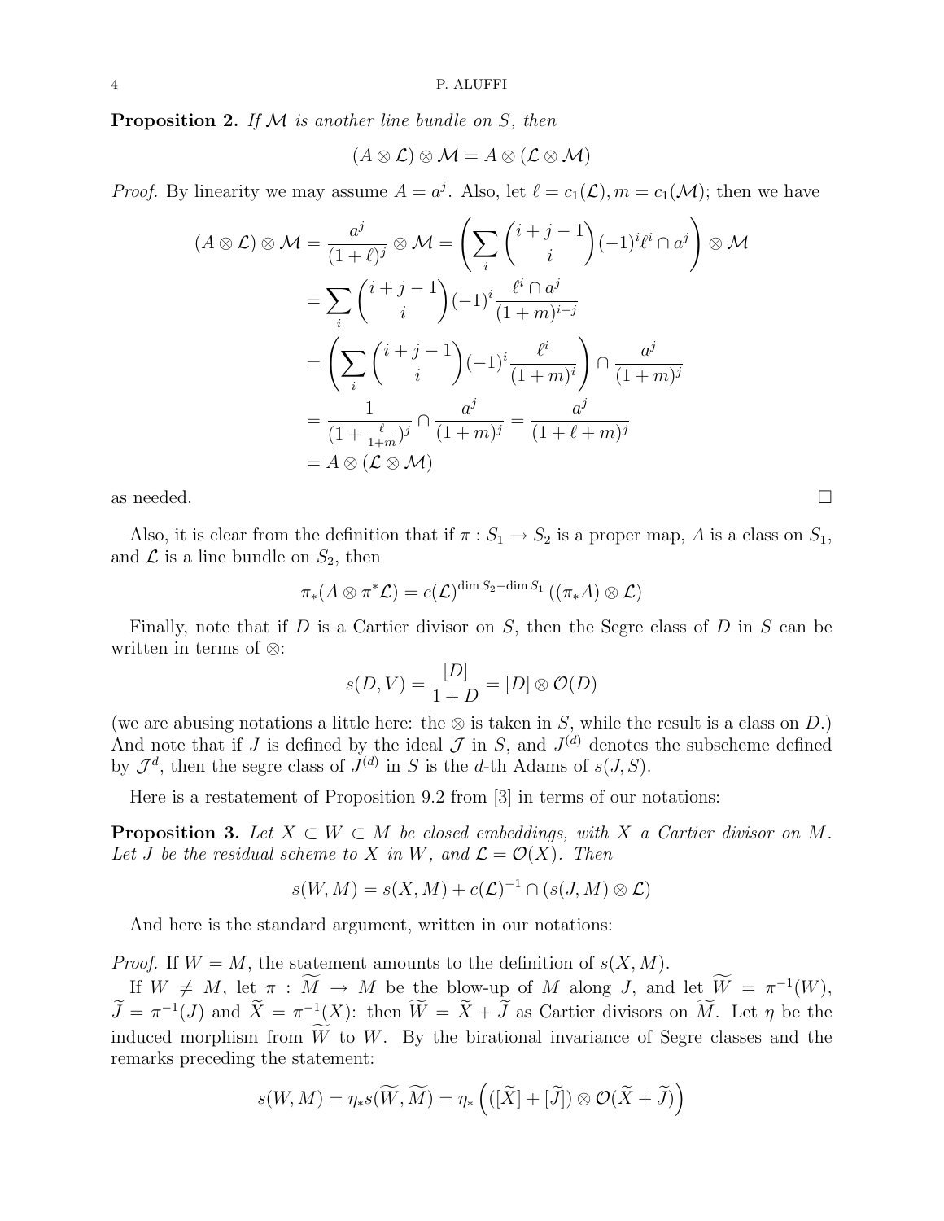**Proposition 2.** *If $\mathcal{M}$ is another line bundle on $S$, then*

$$(A \otimes \mathcal{L}) \otimes \mathcal{M} = A \otimes (\mathcal{L} \otimes \mathcal{M})$$

*Proof.* By linearity we may assume $A = a^j$. Also, let $\ell = c_1(\mathcal{L}), m = c_1(\mathcal{M})$; then we have

$$\begin{aligned}
(A \otimes \mathcal{L}) \otimes \mathcal{M} &= \frac{a^j}{(1+\ell)^j} \otimes \mathcal{M} = \left( \sum_i \binom{i+j-1}{i} (-1)^i \ell^i \cap a^j \right) \otimes \mathcal{M} \\
&= \sum_i \binom{i+j-1}{i} (-1)^i \frac{\ell^i \cap a^j}{(1+m)^{i+j}} \\
&= \left( \sum_i \binom{i+j-1}{i} (-1)^i \frac{\ell^i}{(1+m)^i} \right) \cap \frac{a^j}{(1+m)^j} \\
&= \frac{1}{(1+\frac{\ell}{1+m})^j} \cap \frac{a^j}{(1+m)^j} = \frac{a^j}{(1+\ell+m)^j} \\
&= A \otimes (\mathcal{L} \otimes \mathcal{M})
\end{aligned}$$

as needed. $\square$

Also, it is clear from the definition that if $\pi : S_1 \to S_2$ is a proper map, $A$ is a class on $S_1$, and $\mathcal{L}$ is a line bundle on $S_2$, then

$$\pi_*(A \otimes \pi^* \mathcal{L}) = c(\mathcal{L})^{\dim S_2 - \dim S_1} \left( (\pi_* A) \otimes \mathcal{L} \right)$$

Finally, note that if $D$ is a Cartier divisor on $S$, then the Segre class of $D$ in $S$ can be written in terms of $\otimes$:

$$s(D, V) = \frac{[D]}{1+D} = [D] \otimes \mathcal{O}(D)$$

(we are abusing notations a little here: the $\otimes$ is taken in $S$, while the result is a class on $D$.) And note that if $J$ is defined by the ideal $\mathcal{J}$ in $S$, and $J^{(d)}$ denotes the subscheme defined by $\mathcal{J}^d$, then the segre class of $J^{(d)}$ in $S$ is the $d$-th Adams of $s(J, S)$.

Here is a restatement of Proposition 9.2 from [3] in terms of our notations:

**Proposition 3.** *Let $X \subset W \subset M$ be closed embeddings, with $X$ a Cartier divisor on $M$. Let $J$ be the residual scheme to $X$ in $W$, and $\mathcal{L} = \mathcal{O}(X)$. Then*

$$s(W, M) = s(X, M) + c(\mathcal{L})^{-1} \cap (s(J, M) \otimes \mathcal{L})$$

And here is the standard argument, written in our notations:

*Proof.* If $W = M$, the statement amounts to the definition of $s(X, M)$.

If $W \neq M$, let $\pi : \widetilde{M} \to M$ be the blow-up of $M$ along $J$, and let $\widetilde{W} = \pi^{-1}(W)$, $\widetilde{J} = \pi^{-1}(J)$ and $\widetilde{X} = \pi^{-1}(X)$: then $\widetilde{W} = \widetilde{X} + \widetilde{J}$ as Cartier divisors on $\widetilde{M}$. Let $\eta$ be the induced morphism from $\widetilde{W}$ to $W$. By the birational invariance of Segre classes and the remarks preceding the statement:

$$s(W, M) = \eta_* s(\widetilde{W}, \widetilde{M}) = \eta_* \left( ([\widetilde{X}] + [\widetilde{J}]) \otimes \mathcal{O}(\widetilde{X} + \widetilde{J}) \right)$$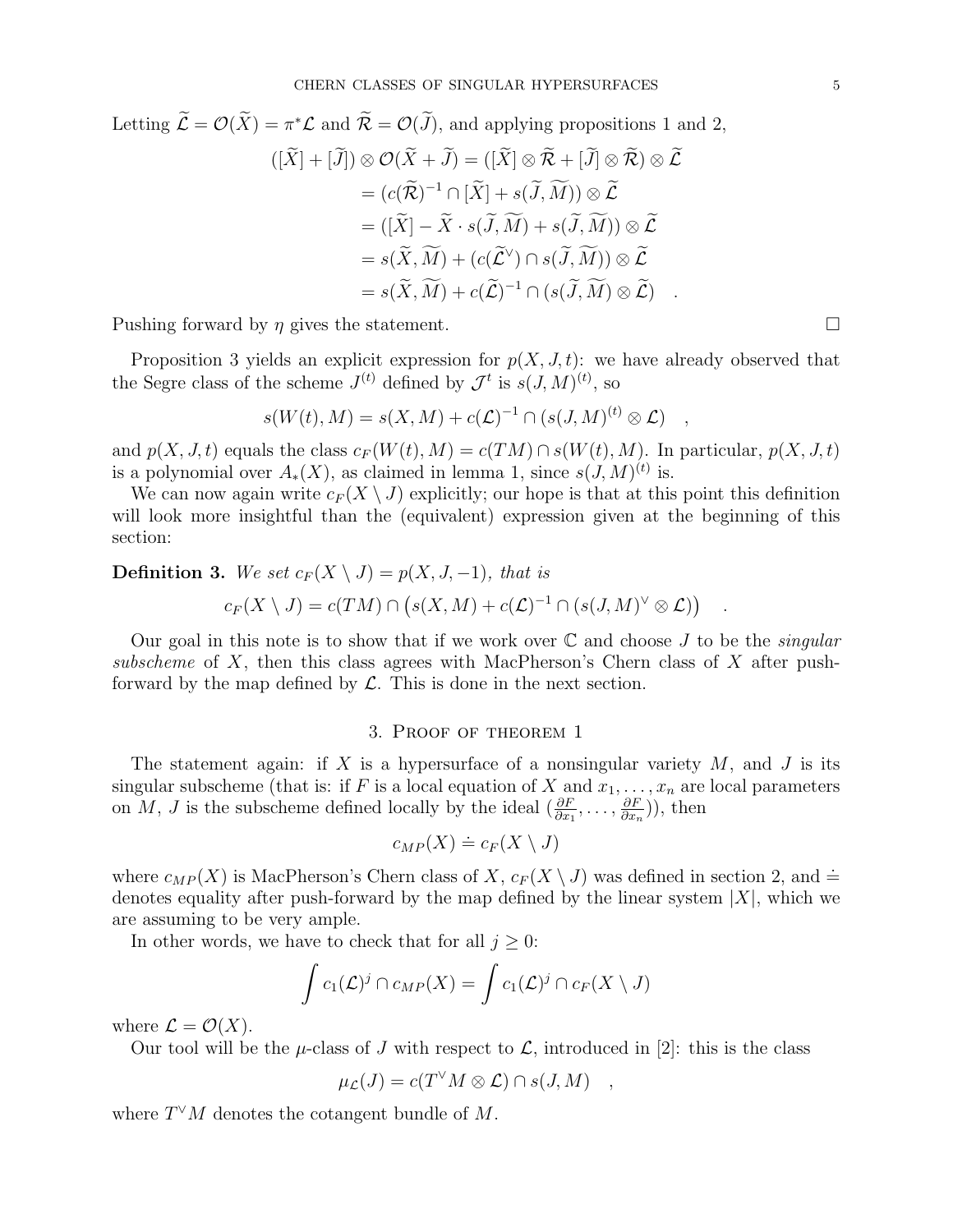Letting $\widetilde{\mathcal{L}} = \mathcal{O}(\widetilde{X}) = \pi^*\mathcal{L}$ and $\widetilde{\mathcal{R}} = \mathcal{O}(\widetilde{J})$, and applying propositions 1 and 2,

$$
\begin{aligned}
([\widetilde{X}] + [\widetilde{J}]) \otimes \mathcal{O}(\widetilde{X} + \widetilde{J}) &= ([\widetilde{X}] \otimes \widetilde{\mathcal{R}} + [\widetilde{J}] \otimes \widetilde{\mathcal{R}}) \otimes \widetilde{\mathcal{L}} \\
&= (c(\widetilde{\mathcal{R}})^{-1} \cap [\widetilde{X}] + s(\widetilde{J}, \widetilde{M})) \otimes \widetilde{\mathcal{L}} \\
&= ([\widetilde{X}] - \widetilde{X} \cdot s(\widetilde{J}, \widetilde{M}) + s(\widetilde{J}, \widetilde{M})) \otimes \widetilde{\mathcal{L}} \\
&= s(\widetilde{X}, \widetilde{M}) + (c(\widetilde{\mathcal{L}}^\vee) \cap s(\widetilde{J}, \widetilde{M})) \otimes \widetilde{\mathcal{L}} \\
&= s(\widetilde{X}, \widetilde{M}) + c(\widetilde{\mathcal{L}})^{-1} \cap (s(\widetilde{J}, \widetilde{M}) \otimes \widetilde{\mathcal{L}}) \quad .
\end{aligned}
$$

Pushing forward by $\eta$ gives the statement. □

Proposition 3 yields an explicit expression for $p(X, J, t)$: we have already observed that the Segre class of the scheme $J^{(t)}$ defined by $\mathcal{J}^t$ is $s(J, M)^{(t)}$, so

$$
s(W(t), M) = s(X, M) + c(\mathcal{L})^{-1} \cap (s(J, M)^{(t)} \otimes \mathcal{L}) \quad ,
$$

and $p(X, J, t)$ equals the class $c_F(W(t), M) = c(TM) \cap s(W(t), M)$. In particular, $p(X, J, t)$ is a polynomial over $A_*(X)$, as claimed in lemma 1, since $s(J, M)^{(t)}$ is.

We can now again write $c_F(X \setminus J)$ explicitly; our hope is that at this point this definition will look more insightful than the (equivalent) expression given at the beginning of this section:

**Definition 3.** *We set $c_F(X \setminus J) = p(X, J, -1)$, that is*

$$
c_F(X \setminus J) = c(TM) \cap \left(s(X, M) + c(\mathcal{L})^{-1} \cap (s(J, M)^\vee \otimes \mathcal{L})\right) \quad .
$$

Our goal in this note is to show that if we work over $\mathbb{C}$ and choose $J$ to be the *singular subscheme* of $X$, then this class agrees with MacPherson's Chern class of $X$ after push-forward by the map defined by $\mathcal{L}$. This is done in the next section.

## 3. Proof of theorem 1

The statement again: if $X$ is a hypersurface of a nonsingular variety $M$, and $J$ is its singular subscheme (that is: if $F$ is a local equation of $X$ and $x_1, \ldots, x_n$ are local parameters on $M$, $J$ is the subscheme defined locally by the ideal $(\frac{\partial F}{\partial x_1}, \ldots, \frac{\partial F}{\partial x_n})$), then

$$
c_{MP}(X) \doteq c_F(X \setminus J)
$$

where $c_{MP}(X)$ is MacPherson's Chern class of $X$, $c_F(X \setminus J)$ was defined in section 2, and $\doteq$ denotes equality after push-forward by the map defined by the linear system $|X|$, which we are assuming to be very ample.

In other words, we have to check that for all $j \geq 0$:

$$
\int c_1(\mathcal{L})^j \cap c_{MP}(X) = \int c_1(\mathcal{L})^j \cap c_F(X \setminus J)
$$

where $\mathcal{L} = \mathcal{O}(X)$.

Our tool will be the $\mu$-class of $J$ with respect to $\mathcal{L}$, introduced in [2]: this is the class

$$
\mu_{\mathcal{L}}(J) = c(T^\vee M \otimes \mathcal{L}) \cap s(J, M) \quad ,
$$

where $T^\vee M$ denotes the cotangent bundle of $M$.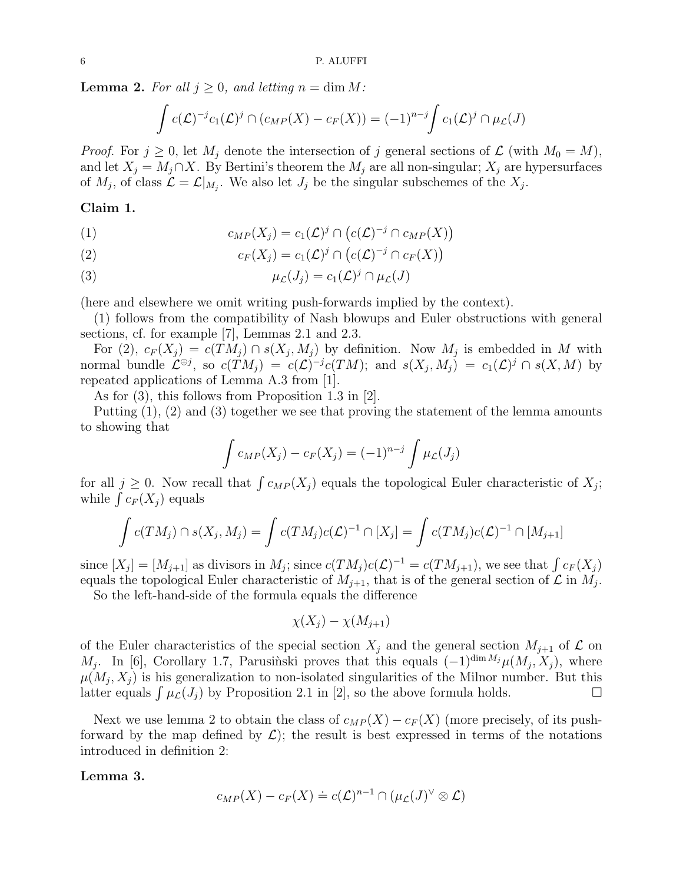**Lemma 2.** *For all $j \geq 0$, and letting $n = \dim M$:*

$$\int c(\mathcal{L})^{-j} c_1(\mathcal{L})^j \cap (c_{MP}(X) - c_F(X)) = (-1)^{n-j} \int c_1(\mathcal{L})^j \cap \mu_{\mathcal{L}}(J)$$

*Proof.* For $j \geq 0$, let $M_j$ denote the intersection of $j$ general sections of $\mathcal{L}$ (with $M_0 = M$), and let $X_j = M_j \cap X$. By Bertini's theorem the $M_j$ are all non-singular; $X_j$ are hypersurfaces of $M_j$, of class $\mathcal{L} = \mathcal{L}|_{M_j}$. We also let $J_j$ be the singular subschemes of the $X_j$.

**Claim 1.**

$$c_{MP}(X_j) = c_1(\mathcal{L})^j \cap \left(c(\mathcal{L})^{-j} \cap c_{MP}(X)\right) \tag{1}$$

$$c_F(X_j) = c_1(\mathcal{L})^j \cap \left(c(\mathcal{L})^{-j} \cap c_F(X)\right) \tag{2}$$

$$\mu_{\mathcal{L}}(J_j) = c_1(\mathcal{L})^j \cap \mu_{\mathcal{L}}(J) \tag{3}$$

(here and elsewhere we omit writing push-forwards implied by the context).

(1) follows from the compatibility of Nash blowups and Euler obstructions with general sections, cf. for example [7], Lemmas 2.1 and 2.3.

For (2), $c_F(X_j) = c(TM_j) \cap s(X_j, M_j)$ by definition. Now $M_j$ is embedded in $M$ with normal bundle $\mathcal{L}^{\oplus j}$, so $c(TM_j) = c(\mathcal{L})^{-j} c(TM)$; and $s(X_j, M_j) = c_1(\mathcal{L})^j \cap s(X, M)$ by repeated applications of Lemma A.3 from [1].

As for (3), this follows from Proposition 1.3 in [2].

Putting (1), (2) and (3) together we see that proving the statement of the lemma amounts to showing that

$$\int c_{MP}(X_j) - c_F(X_j) = (-1)^{n-j} \int \mu_{\mathcal{L}}(J_j)$$

for all $j \geq 0$. Now recall that $\int c_{MP}(X_j)$ equals the topological Euler characteristic of $X_j$; while $\int c_F(X_j)$ equals

$$\int c(TM_j) \cap s(X_j, M_j) = \int c(TM_j) c(\mathcal{L})^{-1} \cap [X_j] = \int c(TM_j) c(\mathcal{L})^{-1} \cap [M_{j+1}]$$

since $[X_j] = [M_{j+1}]$ as divisors in $M_j$; since $c(TM_j)c(\mathcal{L})^{-1} = c(TM_{j+1})$, we see that $\int c_F(X_j)$ equals the topological Euler characteristic of $M_{j+1}$, that is of the general section of $\mathcal{L}$ in $M_j$.

So the left-hand-side of the formula equals the difference

$$\chi(X_j) - \chi(M_{j+1})$$

of the Euler characteristics of the special section $X_j$ and the general section $M_{j+1}$ of $\mathcal{L}$ on $M_j$. In [6], Corollary 1.7, Parusiński proves that this equals $(-1)^{\dim M_j} \mu(M_j, X_j)$, where $\mu(M_j, X_j)$ is his generalization to non-isolated singularities of the Milnor number. But this latter equals $\int \mu_{\mathcal{L}}(J_j)$ by Proposition 2.1 in [2], so the above formula holds. $\square$

Next we use lemma 2 to obtain the class of $c_{MP}(X) - c_F(X)$ (more precisely, of its push-forward by the map defined by $\mathcal{L}$); the result is best expressed in terms of the notations introduced in definition 2:

**Lemma 3.**

$$c_{MP}(X) - c_F(X) \doteq c(\mathcal{L})^{n-1} \cap (\mu_{\mathcal{L}}(J)^\vee \otimes \mathcal{L})$$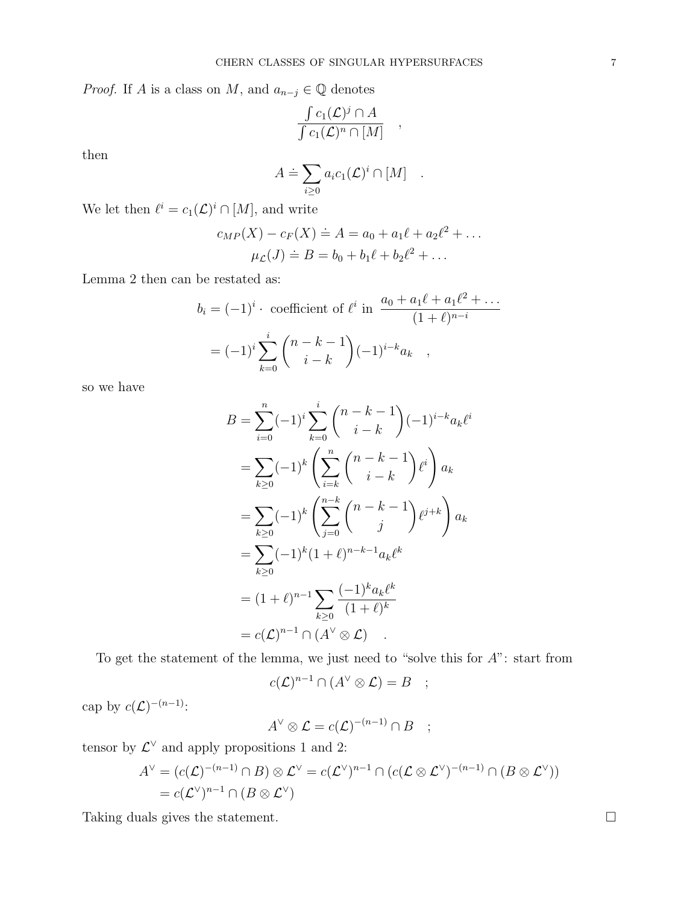*Proof.* If $A$ is a class on $M$, and $a_{n-j} \in \mathbb{Q}$ denotes

$$\frac{\int c_1(\mathcal{L})^j \cap A}{\int c_1(\mathcal{L})^n \cap [M]} \quad ,$$

then

$$A \doteq \sum_{i \geq 0} a_i c_1(\mathcal{L})^i \cap [M] \quad .$$

We let then $\ell^i = c_1(\mathcal{L})^i \cap [M]$, and write

$$c_{MP}(X) - c_F(X) \doteq A = a_0 + a_1 \ell + a_2 \ell^2 + \dots$$
$$\mu_{\mathcal{L}}(J) \doteq B = b_0 + b_1 \ell + b_2 \ell^2 + \dots$$

Lemma 2 then can be restated as:

$$b_i = (-1)^i \cdot \text{ coefficient of } \ell^i \text{ in } \frac{a_0 + a_1 \ell + a_1 \ell^2 + \dots}{(1+\ell)^{n-i}}$$
$$= (-1)^i \sum_{k=0}^{i} \binom{n-k-1}{i-k} (-1)^{i-k} a_k \quad ,$$

so we have

$$\begin{aligned}
B &= \sum_{i=0}^{n} (-1)^i \sum_{k=0}^{i} \binom{n-k-1}{i-k} (-1)^{i-k} a_k \ell^i \\
&= \sum_{k \geq 0} (-1)^k \left( \sum_{i=k}^{n} \binom{n-k-1}{i-k} \ell^i \right) a_k \\
&= \sum_{k \geq 0} (-1)^k \left( \sum_{j=0}^{n-k} \binom{n-k-1}{j} \ell^{j+k} \right) a_k \\
&= \sum_{k \geq 0} (-1)^k (1+\ell)^{n-k-1} a_k \ell^k \\
&= (1+\ell)^{n-1} \sum_{k \geq 0} \frac{(-1)^k a_k \ell^k}{(1+\ell)^k} \\
&= c(\mathcal{L})^{n-1} \cap (A^\vee \otimes \mathcal{L}) \quad .
\end{aligned}$$

To get the statement of the lemma, we just need to "solve this for $A$": start from

$$c(\mathcal{L})^{n-1} \cap (A^\vee \otimes \mathcal{L}) = B \quad ;$$

cap by $c(\mathcal{L})^{-(n-1)}$:

$$A^\vee \otimes \mathcal{L} = c(\mathcal{L})^{-(n-1)} \cap B \quad ;$$

tensor by $\mathcal{L}^\vee$ and apply propositions 1 and 2:

$$\begin{aligned}
A^\vee &= (c(\mathcal{L})^{-(n-1)} \cap B) \otimes \mathcal{L}^\vee = c(\mathcal{L}^\vee)^{n-1} \cap (c(\mathcal{L} \otimes \mathcal{L}^\vee)^{-(n-1)} \cap (B \otimes \mathcal{L}^\vee)) \\
&= c(\mathcal{L}^\vee)^{n-1} \cap (B \otimes \mathcal{L}^\vee)
\end{aligned}$$

Taking duals gives the statement. $\square$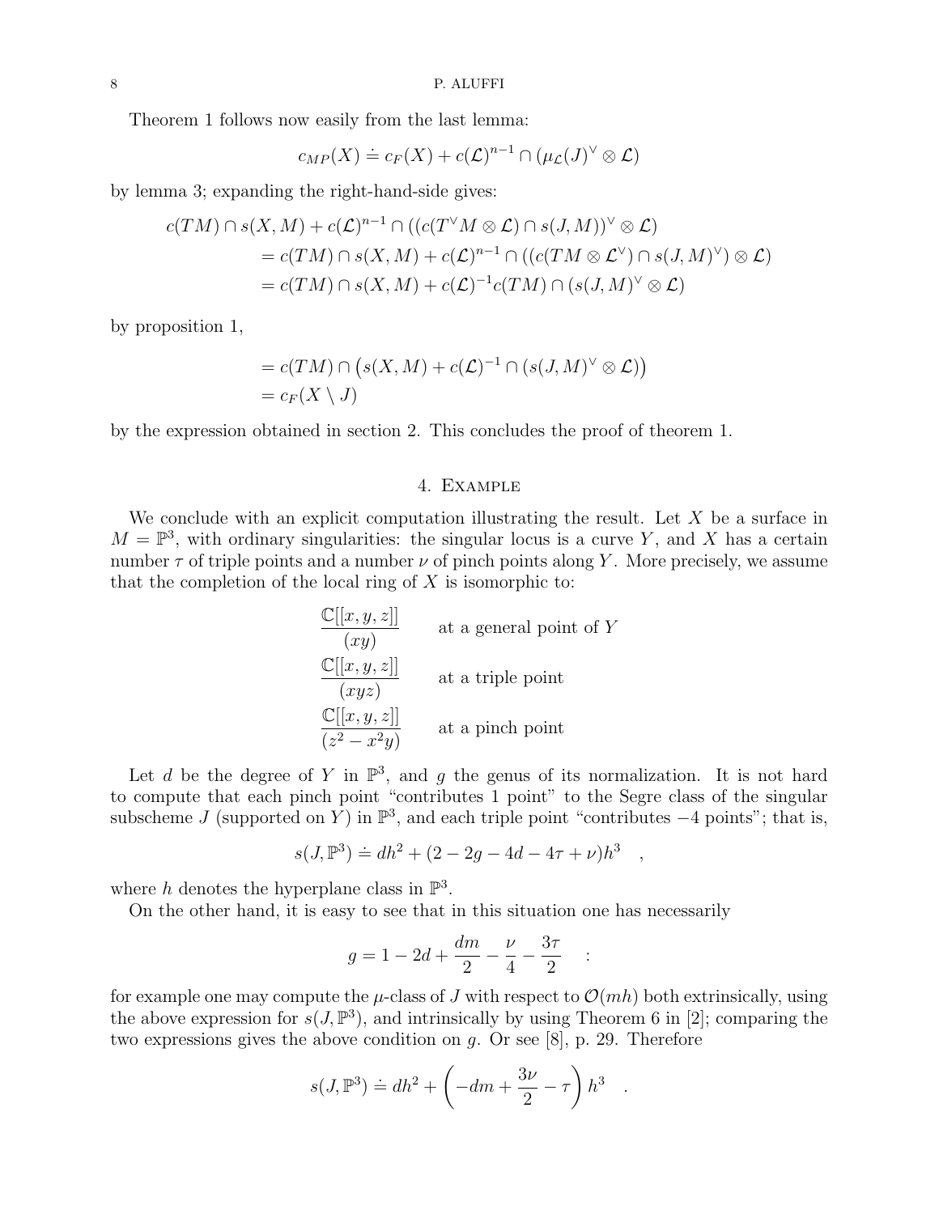Theorem 1 follows now easily from the last lemma:

$$c_{MP}(X) \doteq c_F(X) + c(\mathcal{L})^{n-1} \cap (\mu_{\mathcal{L}}(J)^\vee \otimes \mathcal{L})$$

by lemma 3; expanding the right-hand-side gives:

$$\begin{aligned}
c(TM) \cap s(X, M) &+ c(\mathcal{L})^{n-1} \cap ((c(T^\vee M \otimes \mathcal{L}) \cap s(J, M))^\vee \otimes \mathcal{L}) \\
&= c(TM) \cap s(X, M) + c(\mathcal{L})^{n-1} \cap ((c(TM \otimes \mathcal{L}^\vee) \cap s(J, M)^\vee) \otimes \mathcal{L}) \\
&= c(TM) \cap s(X, M) + c(\mathcal{L})^{-1} c(TM) \cap (s(J, M)^\vee \otimes \mathcal{L})
\end{aligned}$$

by proposition 1,

$$\begin{aligned}
&= c(TM) \cap \left( s(X, M) + c(\mathcal{L})^{-1} \cap (s(J, M)^\vee \otimes \mathcal{L}) \right) \\
&= c_F(X \setminus J)
\end{aligned}$$

by the expression obtained in section 2. This concludes the proof of theorem 1.

## 4. Example

We conclude with an explicit computation illustrating the result. Let $X$ be a surface in $M = \mathbb{P}^3$, with ordinary singularities: the singular locus is a curve $Y$, and $X$ has a certain number $\tau$ of triple points and a number $\nu$ of pinch points along $Y$. More precisely, we assume that the completion of the local ring of $X$ is isomorphic to:

$$\frac{\mathbb{C}[[x,y,z]]}{(xy)} \qquad \text{at a general point of } Y$$

$$\frac{\mathbb{C}[[x,y,z]]}{(xyz)} \qquad \text{at a triple point}$$

$$\frac{\mathbb{C}[[x,y,z]]}{(z^2 - x^2 y)} \qquad \text{at a pinch point}$$

Let $d$ be the degree of $Y$ in $\mathbb{P}^3$, and $g$ the genus of its normalization. It is not hard to compute that each pinch point "contributes 1 point" to the Segre class of the singular subscheme $J$ (supported on $Y$) in $\mathbb{P}^3$, and each triple point "contributes $-4$ points"; that is,

$$s(J, \mathbb{P}^3) \doteq dh^2 + (2 - 2g - 4d - 4\tau + \nu) h^3 \quad ,$$

where $h$ denotes the hyperplane class in $\mathbb{P}^3$.

On the other hand, it is easy to see that in this situation one has necessarily

$$g = 1 - 2d + \frac{dm}{2} - \frac{\nu}{4} - \frac{3\tau}{2} \quad :$$

for example one may compute the $\mu$-class of $J$ with respect to $\mathcal{O}(mh)$ both extrinsically, using the above expression for $s(J, \mathbb{P}^3)$, and intrinsically by using Theorem 6 in [2]; comparing the two expressions gives the above condition on $g$. Or see [8], p. 29. Therefore

$$s(J, \mathbb{P}^3) \doteq dh^2 + \left( -dm + \frac{3\nu}{2} - \tau \right) h^3 \quad .$$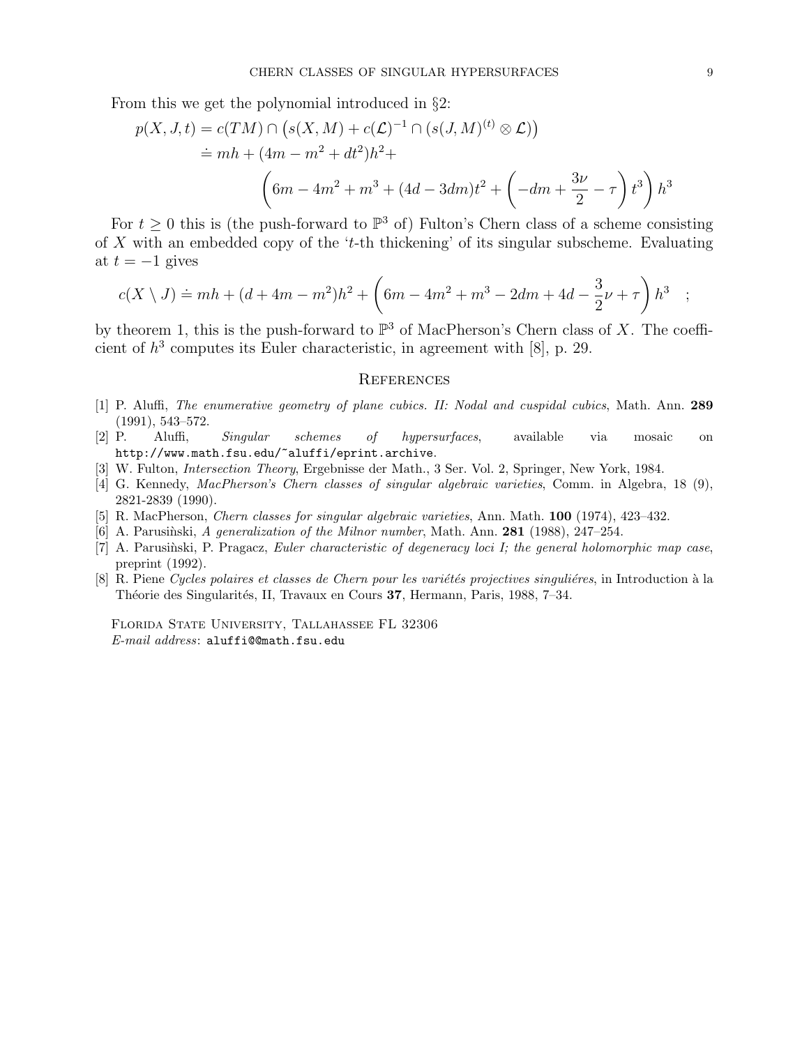From this we get the polynomial introduced in §2:

$$
\begin{aligned}
p(X,J,t) &= c(TM)\cap\left(s(X,M)+c(\mathcal{L})^{-1}\cap\left(s(J,M)^{(t)}\otimes\mathcal{L}\right)\right)\\
&\doteq mh+(4m-m^2+dt^2)h^2+\\
&\qquad\left(6m-4m^2+m^3+(4d-3dm)t^2+\left(-dm+\frac{3\nu}{2}-\tau\right)t^3\right)h^3
\end{aligned}
$$

For $t\geq 0$ this is (the push-forward to $\mathbb{P}^3$ of) Fulton's Chern class of a scheme consisting of $X$ with an embedded copy of the '$t$-th thickening' of its singular subscheme. Evaluating at $t=-1$ gives

$$
c(X\setminus J)\doteq mh+(d+4m-m^2)h^2+\left(6m-4m^2+m^3-2dm+4d-\frac{3}{2}\nu+\tau\right)h^3 \quad ;
$$

by theorem 1, this is the push-forward to $\mathbb{P}^3$ of MacPherson's Chern class of $X$. The coefficient of $h^3$ computes its Euler characteristic, in agreement with [8], p. 29.

## References

[1] P. Aluffi, *The enumerative geometry of plane cubics. II: Nodal and cuspidal cubics*, Math. Ann. **289** (1991), 543–572.

[2] P. Aluffi, *Singular schemes of hypersurfaces*, available via mosaic on http://www.math.fsu.edu/~aluffi/eprint.archive.

[3] W. Fulton, *Intersection Theory*, Ergebnisse der Math., 3 Ser. Vol. 2, Springer, New York, 1984.

[4] G. Kennedy, *MacPherson's Chern classes of singular algebraic varieties*, Comm. in Algebra, 18 (9), 2821-2839 (1990).

[5] R. MacPherson, *Chern classes for singular algebraic varieties*, Ann. Math. **100** (1974), 423–432.

[6] A. Parusiǹski, *A generalization of the Milnor number*, Math. Ann. **281** (1988), 247–254.

[7] A. Parusiǹski, P. Pragacz, *Euler characteristic of degeneracy loci I; the general holomorphic map case*, preprint (1992).

[8] R. Piene *Cycles polaires et classes de Chern pour les variétés projectives singuliéres*, in Introduction à la Théorie des Singularités, II, Travaux en Cours **37**, Hermann, Paris, 1988, 7–34.

Florida State University, Tallahassee FL 32306
*E-mail address*: aluffi@@math.fsu.edu